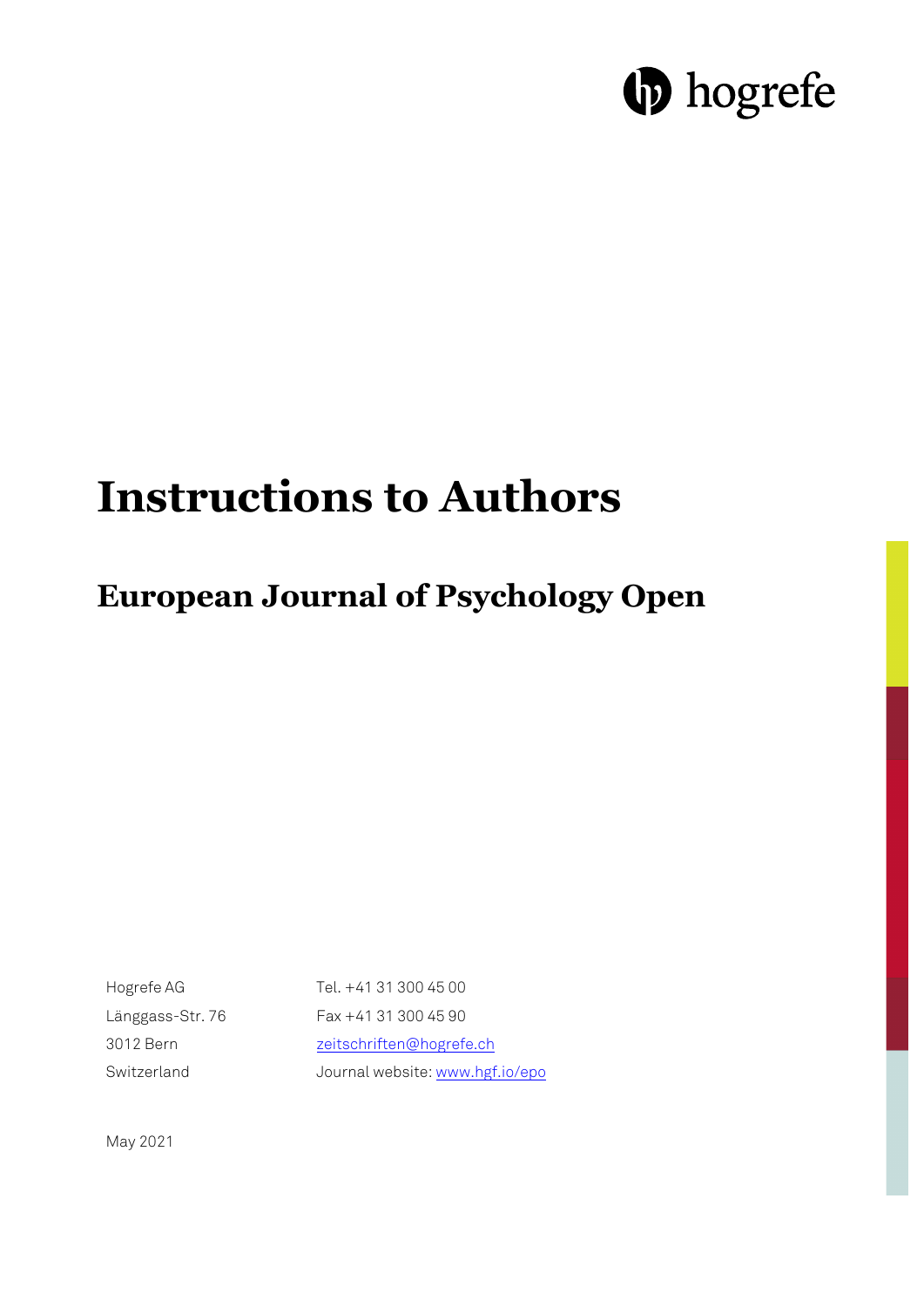hogrefe

# Instructions to Authors

## European Journal of Psychology Open

| | |
|---|---|
| Hogrefe AG | Tel. +41 31 300 45 00 |
| Länggass-Str. 76 | Fax +41 31 300 45 90 |
| 3012 Bern | zeitschriften@hogrefe.ch |
| Switzerland | Journal website: www.hgf.io/epo |

May 2021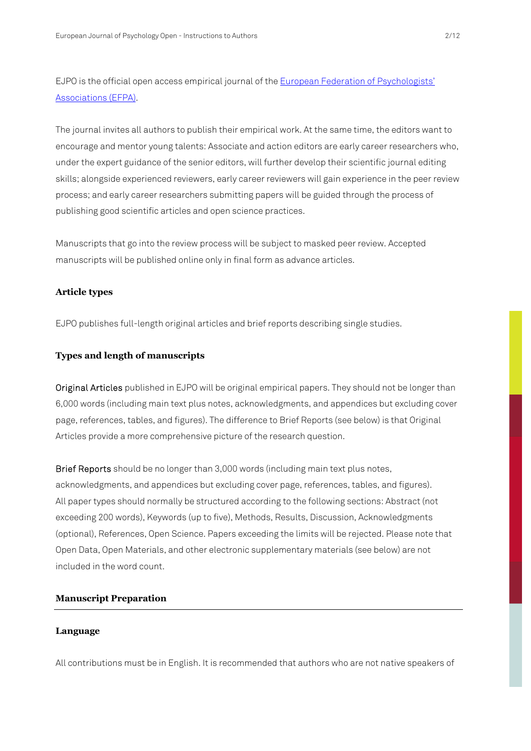EJPO is the official open access empirical journal of the [European Federation of Psychologists' Associations (EFPA)](#).

The journal invites all authors to publish their empirical work. At the same time, the editors want to encourage and mentor young talents: Associate and action editors are early career researchers who, under the expert guidance of the senior editors, will further develop their scientific journal editing skills; alongside experienced reviewers, early career reviewers will gain experience in the peer review process; and early career researchers submitting papers will be guided through the process of publishing good scientific articles and open science practices.

Manuscripts that go into the review process will be subject to masked peer review. Accepted manuscripts will be published online only in final form as advance articles.

### Article types

EJPO publishes full-length original articles and brief reports describing single studies.

### Types and length of manuscripts

Original Articles published in EJPO will be original empirical papers. They should not be longer than 6,000 words (including main text plus notes, acknowledgments, and appendices but excluding cover page, references, tables, and figures). The difference to Brief Reports (see below) is that Original Articles provide a more comprehensive picture of the research question.

Brief Reports should be no longer than 3,000 words (including main text plus notes, acknowledgments, and appendices but excluding cover page, references, tables, and figures). All paper types should normally be structured according to the following sections: Abstract (not exceeding 200 words), Keywords (up to five), Methods, Results, Discussion, Acknowledgments (optional), References, Open Science. Papers exceeding the limits will be rejected. Please note that Open Data, Open Materials, and other electronic supplementary materials (see below) are not included in the word count.

## Manuscript Preparation

### Language

All contributions must be in English. It is recommended that authors who are not native speakers of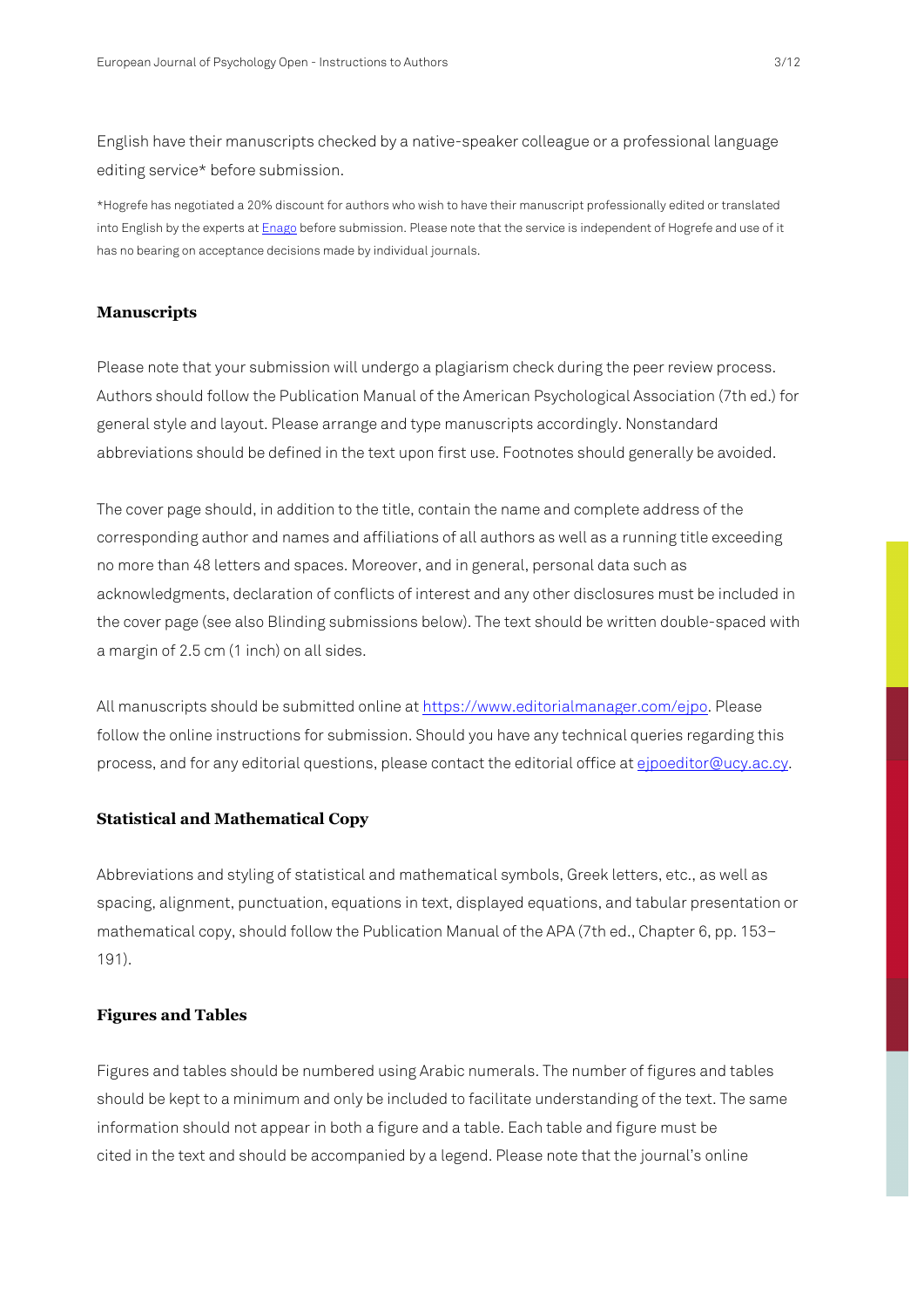English have their manuscripts checked by a native-speaker colleague or a professional language editing service* before submission.

*Hogrefe has negotiated a 20% discount for authors who wish to have their manuscript professionally edited or translated into English by the experts at [Enago](Enago) before submission. Please note that the service is independent of Hogrefe and use of it has no bearing on acceptance decisions made by individual journals.

## Manuscripts

Please note that your submission will undergo a plagiarism check during the peer review process. Authors should follow the Publication Manual of the American Psychological Association (7th ed.) for general style and layout. Please arrange and type manuscripts accordingly. Nonstandard abbreviations should be defined in the text upon first use. Footnotes should generally be avoided.

The cover page should, in addition to the title, contain the name and complete address of the corresponding author and names and affiliations of all authors as well as a running title exceeding no more than 48 letters and spaces. Moreover, and in general, personal data such as acknowledgments, declaration of conflicts of interest and any other disclosures must be included in the cover page (see also Blinding submissions below). The text should be written double-spaced with a margin of 2.5 cm (1 inch) on all sides.

All manuscripts should be submitted online at https://www.editorialmanager.com/ejpo. Please follow the online instructions for submission. Should you have any technical queries regarding this process, and for any editorial questions, please contact the editorial office at ejpoeditor@ucy.ac.cy.

## Statistical and Mathematical Copy

Abbreviations and styling of statistical and mathematical symbols, Greek letters, etc., as well as spacing, alignment, punctuation, equations in text, displayed equations, and tabular presentation or mathematical copy, should follow the Publication Manual of the APA (7th ed., Chapter 6, pp. 153–191).

## Figures and Tables

Figures and tables should be numbered using Arabic numerals. The number of figures and tables should be kept to a minimum and only be included to facilitate understanding of the text. The same information should not appear in both a figure and a table. Each table and figure must be cited in the text and should be accompanied by a legend. Please note that the journal's online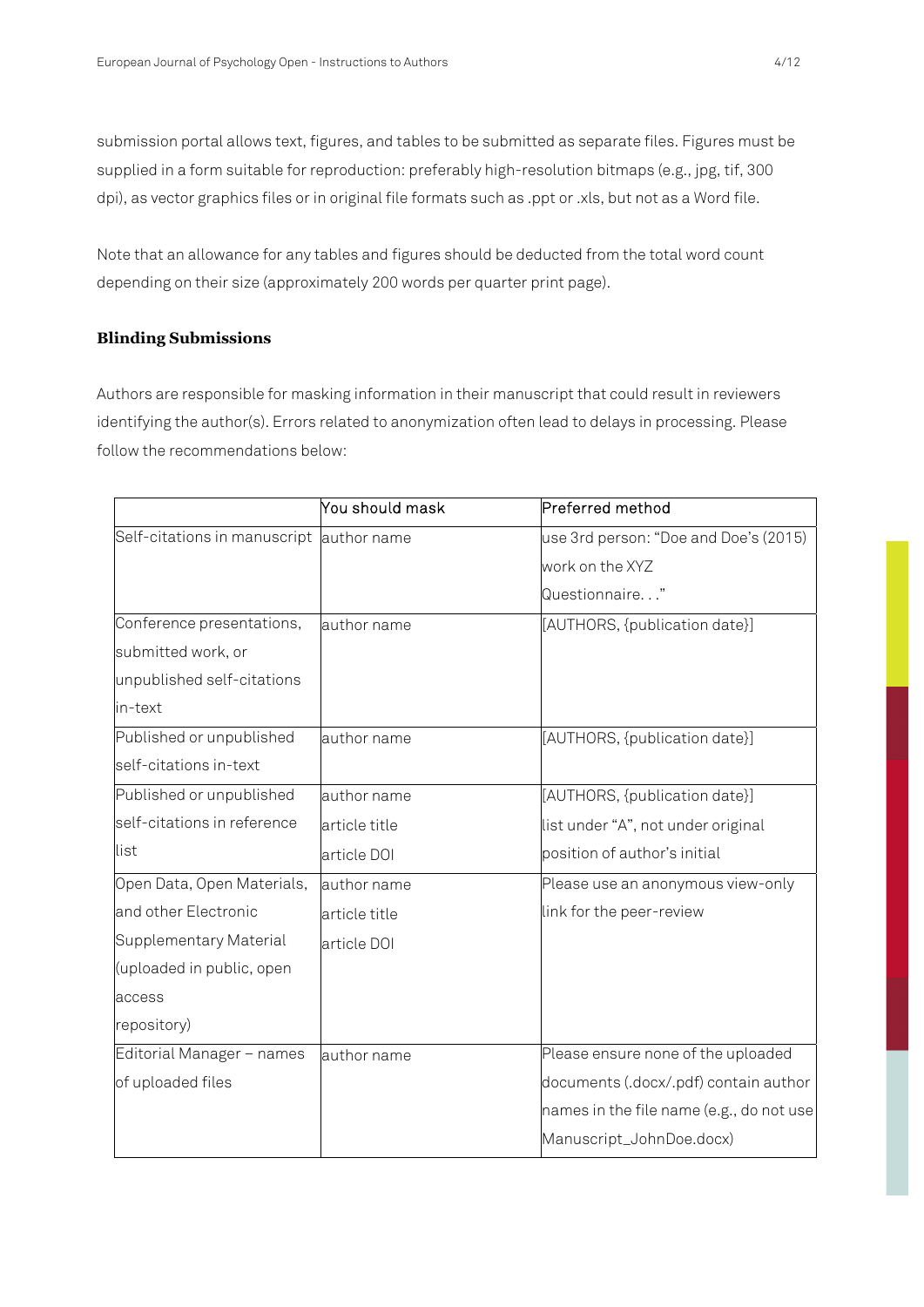submission portal allows text, figures, and tables to be submitted as separate files. Figures must be supplied in a form suitable for reproduction: preferably high-resolution bitmaps (e.g., jpg, tif, 300 dpi), as vector graphics files or in original file formats such as .ppt or .xls, but not as a Word file.

Note that an allowance for any tables and figures should be deducted from the total word count depending on their size (approximately 200 words per quarter print page).

### Blinding Submissions

Authors are responsible for masking information in their manuscript that could result in reviewers identifying the author(s). Errors related to anonymization often lead to delays in processing. Please follow the recommendations below:

| | You should mask | Preferred method |
|---|---|---|
| Self-citations in manuscript | author name | use 3rd person: "Doe and Doe's (2015) work on the XYZ Questionnaire. . ." |
| Conference presentations, submitted work, or unpublished self-citations in-text | author name | [AUTHORS, {publication date}] |
| Published or unpublished self-citations in-text | author name | [AUTHORS, {publication date}] |
| Published or unpublished self-citations in reference list | author name<br>article title<br>article DOI | [AUTHORS, {publication date}]<br>list under "A", not under original position of author's initial |
| Open Data, Open Materials, and other Electronic Supplementary Material (uploaded in public, open access repository) | author name<br>article title<br>article DOI | Please use an anonymous view-only link for the peer-review |
| Editorial Manager – names of uploaded files | author name | Please ensure none of the uploaded documents (.docx/.pdf) contain author names in the file name (e.g., do not use Manuscript_JohnDoe.docx) |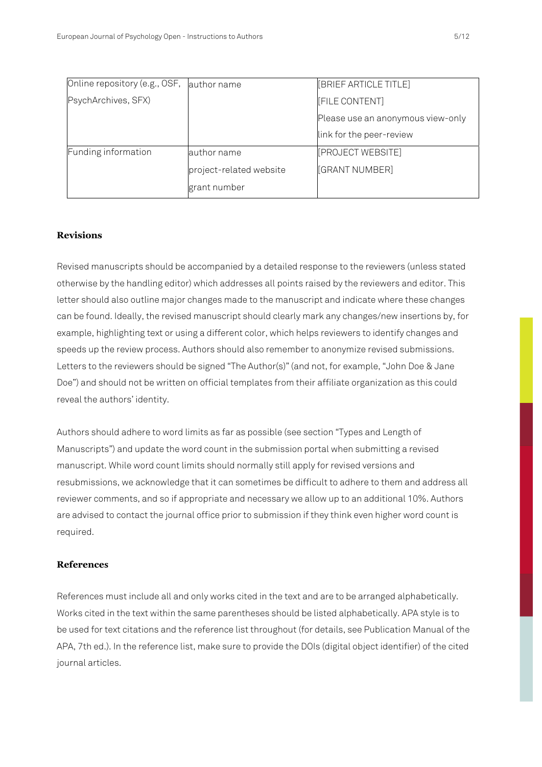| | | |
|---|---|---|
| Online repository (e.g., OSF, PsychArchives, SFX) | author name | [BRIEF ARTICLE TITLE] [FILE CONTENT] Please use an anonymous view-only link for the peer-review |
| Funding information | author name project-related website grant number | [PROJECT WEBSITE] [GRANT NUMBER] |

## Revisions

Revised manuscripts should be accompanied by a detailed response to the reviewers (unless stated otherwise by the handling editor) which addresses all points raised by the reviewers and editor. This letter should also outline major changes made to the manuscript and indicate where these changes can be found. Ideally, the revised manuscript should clearly mark any changes/new insertions by, for example, highlighting text or using a different color, which helps reviewers to identify changes and speeds up the review process. Authors should also remember to anonymize revised submissions. Letters to the reviewers should be signed "The Author(s)" (and not, for example, "John Doe & Jane Doe") and should not be written on official templates from their affiliate organization as this could reveal the authors' identity.

Authors should adhere to word limits as far as possible (see section "Types and Length of Manuscripts") and update the word count in the submission portal when submitting a revised manuscript. While word count limits should normally still apply for revised versions and resubmissions, we acknowledge that it can sometimes be difficult to adhere to them and address all reviewer comments, and so if appropriate and necessary we allow up to an additional 10%. Authors are advised to contact the journal office prior to submission if they think even higher word count is required.

## References

References must include all and only works cited in the text and are to be arranged alphabetically. Works cited in the text within the same parentheses should be listed alphabetically. APA style is to be used for text citations and the reference list throughout (for details, see Publication Manual of the APA, 7th ed.). In the reference list, make sure to provide the DOIs (digital object identifier) of the cited journal articles.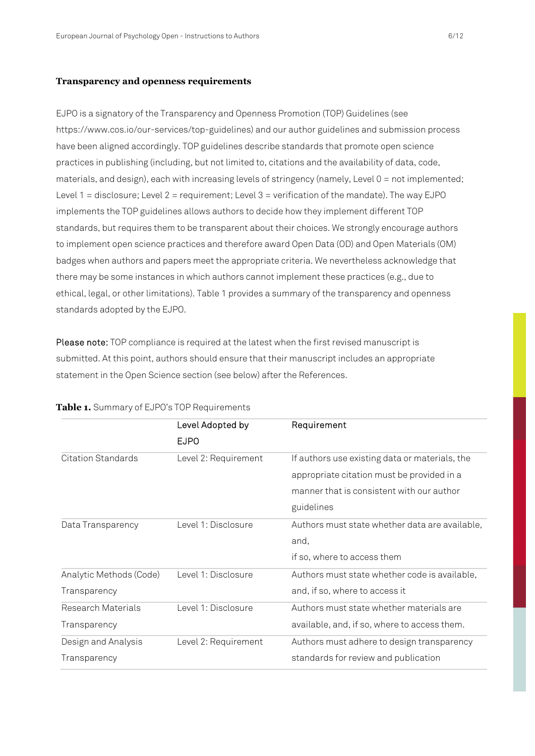### Transparency and openness requirements

EJPO is a signatory of the Transparency and Openness Promotion (TOP) Guidelines (see https://www.cos.io/our-services/top-guidelines) and our author guidelines and submission process have been aligned accordingly. TOP guidelines describe standards that promote open science practices in publishing (including, but not limited to, citations and the availability of data, code, materials, and design), each with increasing levels of stringency (namely, Level 0 = not implemented; Level 1 = disclosure; Level 2 = requirement; Level 3 = verification of the mandate). The way EJPO implements the TOP guidelines allows authors to decide how they implement different TOP standards, but requires them to be transparent about their choices. We strongly encourage authors to implement open science practices and therefore award Open Data (OD) and Open Materials (OM) badges when authors and papers meet the appropriate criteria. We nevertheless acknowledge that there may be some instances in which authors cannot implement these practices (e.g., due to ethical, legal, or other limitations). Table 1 provides a summary of the transparency and openness standards adopted by the EJPO.

Please note: TOP compliance is required at the latest when the first revised manuscript is submitted. At this point, authors should ensure that their manuscript includes an appropriate statement in the Open Science section (see below) after the References.

**Table 1.** Summary of EJPO's TOP Requirements

| | Level Adopted by EJPO | Requirement |
|---|---|---|
| Citation Standards | Level 2: Requirement | If authors use existing data or materials, the appropriate citation must be provided in a manner that is consistent with our author guidelines |
| Data Transparency | Level 1: Disclosure | Authors must state whether data are available, and, if so, where to access them |
| Analytic Methods (Code) Transparency | Level 1: Disclosure | Authors must state whether code is available, and, if so, where to access it |
| Research Materials Transparency | Level 1: Disclosure | Authors must state whether materials are available, and, if so, where to access them. |
| Design and Analysis Transparency | Level 2: Requirement | Authors must adhere to design transparency standards for review and publication |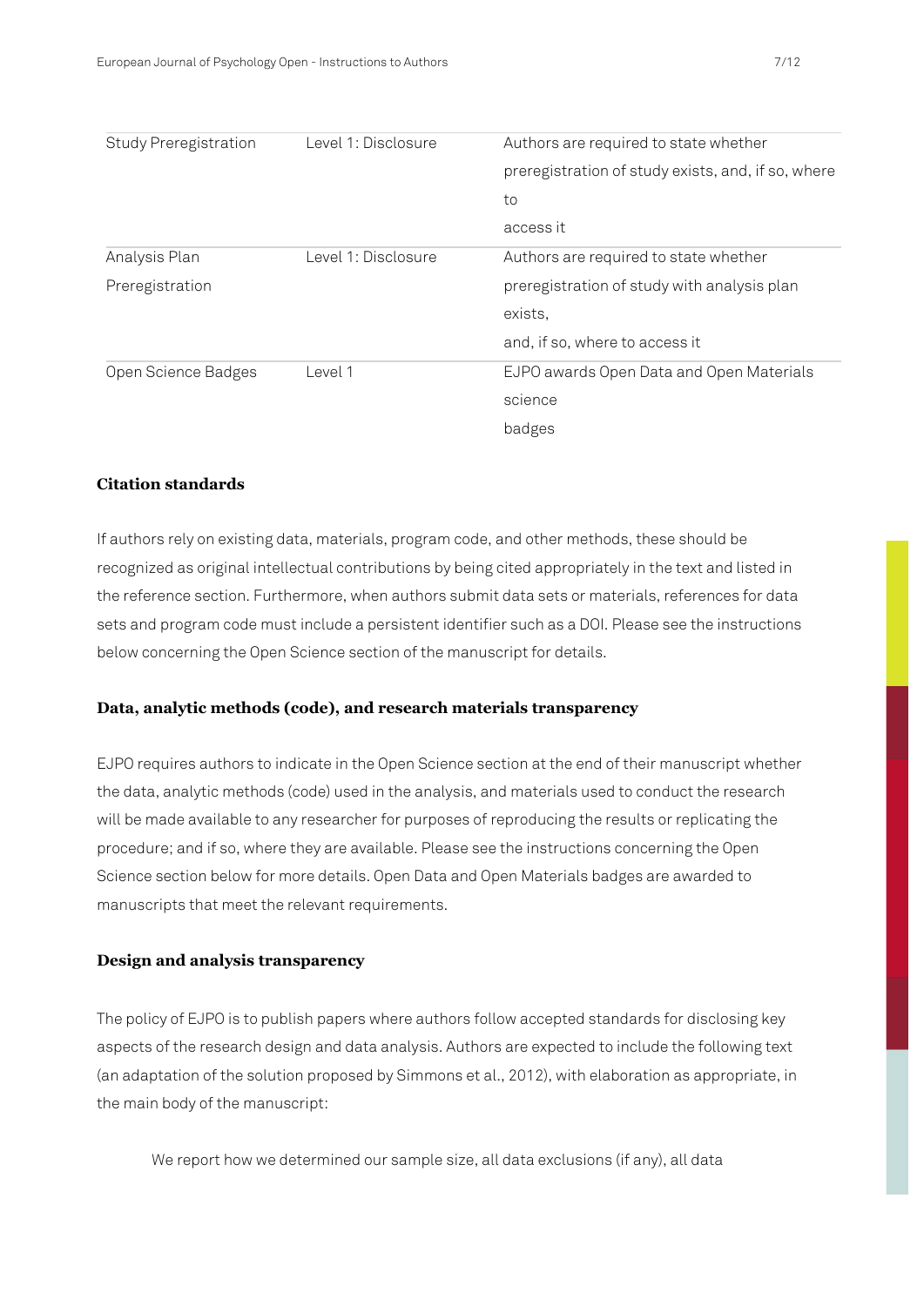| Study Preregistration | Level 1: Disclosure | Authors are required to state whether preregistration of study exists, and, if so, where to access it |
|---|---|---|
| Analysis Plan Preregistration | Level 1: Disclosure | Authors are required to state whether preregistration of study with analysis plan exists, and, if so, where to access it |
| Open Science Badges | Level 1 | EJPO awards Open Data and Open Materials science badges |

**Citation standards**

If authors rely on existing data, materials, program code, and other methods, these should be recognized as original intellectual contributions by being cited appropriately in the text and listed in the reference section. Furthermore, when authors submit data sets or materials, references for data sets and program code must include a persistent identifier such as a DOI. Please see the instructions below concerning the Open Science section of the manuscript for details.

**Data, analytic methods (code), and research materials transparency**

EJPO requires authors to indicate in the Open Science section at the end of their manuscript whether the data, analytic methods (code) used in the analysis, and materials used to conduct the research will be made available to any researcher for purposes of reproducing the results or replicating the procedure; and if so, where they are available. Please see the instructions concerning the Open Science section below for more details. Open Data and Open Materials badges are awarded to manuscripts that meet the relevant requirements.

**Design and analysis transparency**

The policy of EJPO is to publish papers where authors follow accepted standards for disclosing key aspects of the research design and data analysis. Authors are expected to include the following text (an adaptation of the solution proposed by Simmons et al., 2012), with elaboration as appropriate, in the main body of the manuscript:

> We report how we determined our sample size, all data exclusions (if any), all data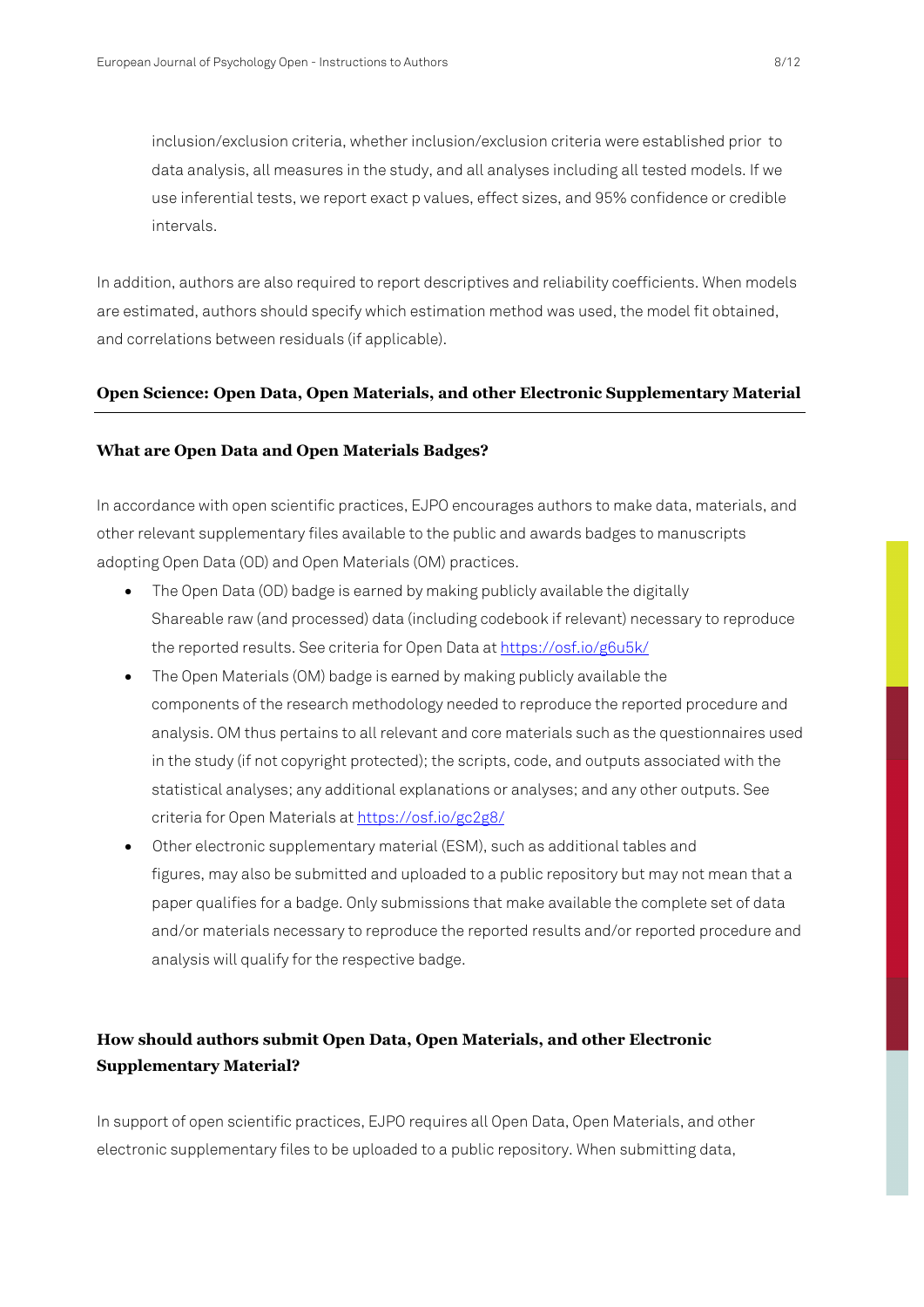inclusion/exclusion criteria, whether inclusion/exclusion criteria were established prior to data analysis, all measures in the study, and all analyses including all tested models. If we use inferential tests, we report exact p values, effect sizes, and 95% confidence or credible intervals.

In addition, authors are also required to report descriptives and reliability coefficients. When models are estimated, authors should specify which estimation method was used, the model fit obtained, and correlations between residuals (if applicable).

## Open Science: Open Data, Open Materials, and other Electronic Supplementary Material

### What are Open Data and Open Materials Badges?

In accordance with open scientific practices, EJPO encourages authors to make data, materials, and other relevant supplementary files available to the public and awards badges to manuscripts adopting Open Data (OD) and Open Materials (OM) practices.

- The Open Data (OD) badge is earned by making publicly available the digitally Shareable raw (and processed) data (including codebook if relevant) necessary to reproduce the reported results. See criteria for Open Data at https://osf.io/g6u5k/
- The Open Materials (OM) badge is earned by making publicly available the components of the research methodology needed to reproduce the reported procedure and analysis. OM thus pertains to all relevant and core materials such as the questionnaires used in the study (if not copyright protected); the scripts, code, and outputs associated with the statistical analyses; any additional explanations or analyses; and any other outputs. See criteria for Open Materials at https://osf.io/gc2g8/
- Other electronic supplementary material (ESM), such as additional tables and figures, may also be submitted and uploaded to a public repository but may not mean that a paper qualifies for a badge. Only submissions that make available the complete set of data and/or materials necessary to reproduce the reported results and/or reported procedure and analysis will qualify for the respective badge.

### How should authors submit Open Data, Open Materials, and other Electronic Supplementary Material?

In support of open scientific practices, EJPO requires all Open Data, Open Materials, and other electronic supplementary files to be uploaded to a public repository. When submitting data,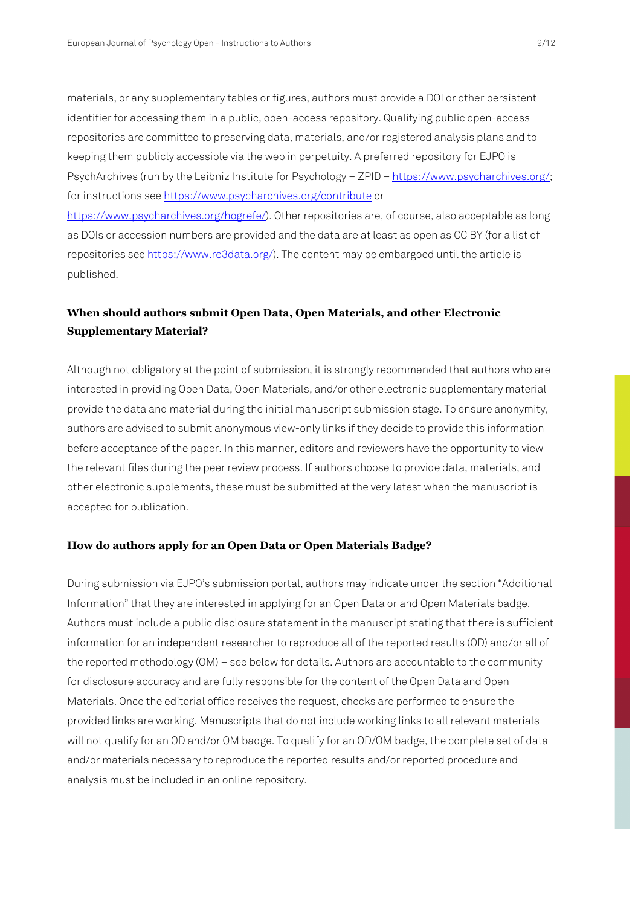materials, or any supplementary tables or figures, authors must provide a DOI or other persistent identifier for accessing them in a public, open-access repository. Qualifying public open-access repositories are committed to preserving data, materials, and/or registered analysis plans and to keeping them publicly accessible via the web in perpetuity. A preferred repository for EJPO is PsychArchives (run by the Leibniz Institute for Psychology – ZPID – https://www.psycharchives.org/; for instructions see https://www.psycharchives.org/contribute or https://www.psycharchives.org/hogrefe/). Other repositories are, of course, also acceptable as long as DOIs or accession numbers are provided and the data are at least as open as CC BY (for a list of repositories see https://www.re3data.org/). The content may be embargoed until the article is published.

### When should authors submit Open Data, Open Materials, and other Electronic Supplementary Material?

Although not obligatory at the point of submission, it is strongly recommended that authors who are interested in providing Open Data, Open Materials, and/or other electronic supplementary material provide the data and material during the initial manuscript submission stage. To ensure anonymity, authors are advised to submit anonymous view-only links if they decide to provide this information before acceptance of the paper. In this manner, editors and reviewers have the opportunity to view the relevant files during the peer review process. If authors choose to provide data, materials, and other electronic supplements, these must be submitted at the very latest when the manuscript is accepted for publication.

### How do authors apply for an Open Data or Open Materials Badge?

During submission via EJPO's submission portal, authors may indicate under the section "Additional Information" that they are interested in applying for an Open Data or and Open Materials badge. Authors must include a public disclosure statement in the manuscript stating that there is sufficient information for an independent researcher to reproduce all of the reported results (OD) and/or all of the reported methodology (OM) – see below for details. Authors are accountable to the community for disclosure accuracy and are fully responsible for the content of the Open Data and Open Materials. Once the editorial office receives the request, checks are performed to ensure the provided links are working. Manuscripts that do not include working links to all relevant materials will not qualify for an OD and/or OM badge. To qualify for an OD/OM badge, the complete set of data and/or materials necessary to reproduce the reported results and/or reported procedure and analysis must be included in an online repository.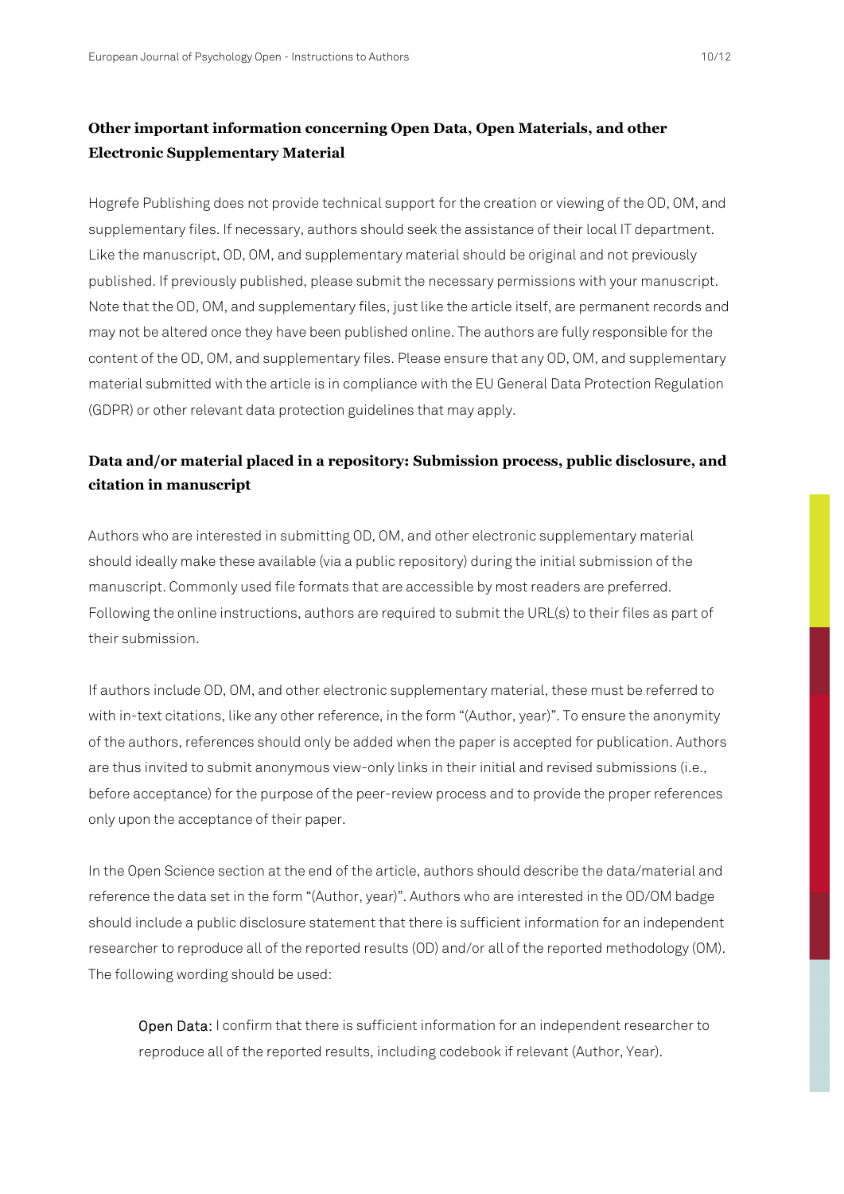## Other important information concerning Open Data, Open Materials, and other Electronic Supplementary Material

Hogrefe Publishing does not provide technical support for the creation or viewing of the OD, OM, and supplementary files. If necessary, authors should seek the assistance of their local IT department. Like the manuscript, OD, OM, and supplementary material should be original and not previously published. If previously published, please submit the necessary permissions with your manuscript. Note that the OD, OM, and supplementary files, just like the article itself, are permanent records and may not be altered once they have been published online. The authors are fully responsible for the content of the OD, OM, and supplementary files. Please ensure that any OD, OM, and supplementary material submitted with the article is in compliance with the EU General Data Protection Regulation (GDPR) or other relevant data protection guidelines that may apply.

## Data and/or material placed in a repository: Submission process, public disclosure, and citation in manuscript

Authors who are interested in submitting OD, OM, and other electronic supplementary material should ideally make these available (via a public repository) during the initial submission of the manuscript. Commonly used file formats that are accessible by most readers are preferred. Following the online instructions, authors are required to submit the URL(s) to their files as part of their submission.

If authors include OD, OM, and other electronic supplementary material, these must be referred to with in-text citations, like any other reference, in the form "(Author, year)". To ensure the anonymity of the authors, references should only be added when the paper is accepted for publication. Authors are thus invited to submit anonymous view-only links in their initial and revised submissions (i.e., before acceptance) for the purpose of the peer-review process and to provide the proper references only upon the acceptance of their paper.

In the Open Science section at the end of the article, authors should describe the data/material and reference the data set in the form "(Author, year)". Authors who are interested in the OD/OM badge should include a public disclosure statement that there is sufficient information for an independent researcher to reproduce all of the reported results (OD) and/or all of the reported methodology (OM). The following wording should be used:

> Open Data: I confirm that there is sufficient information for an independent researcher to reproduce all of the reported results, including codebook if relevant (Author, Year).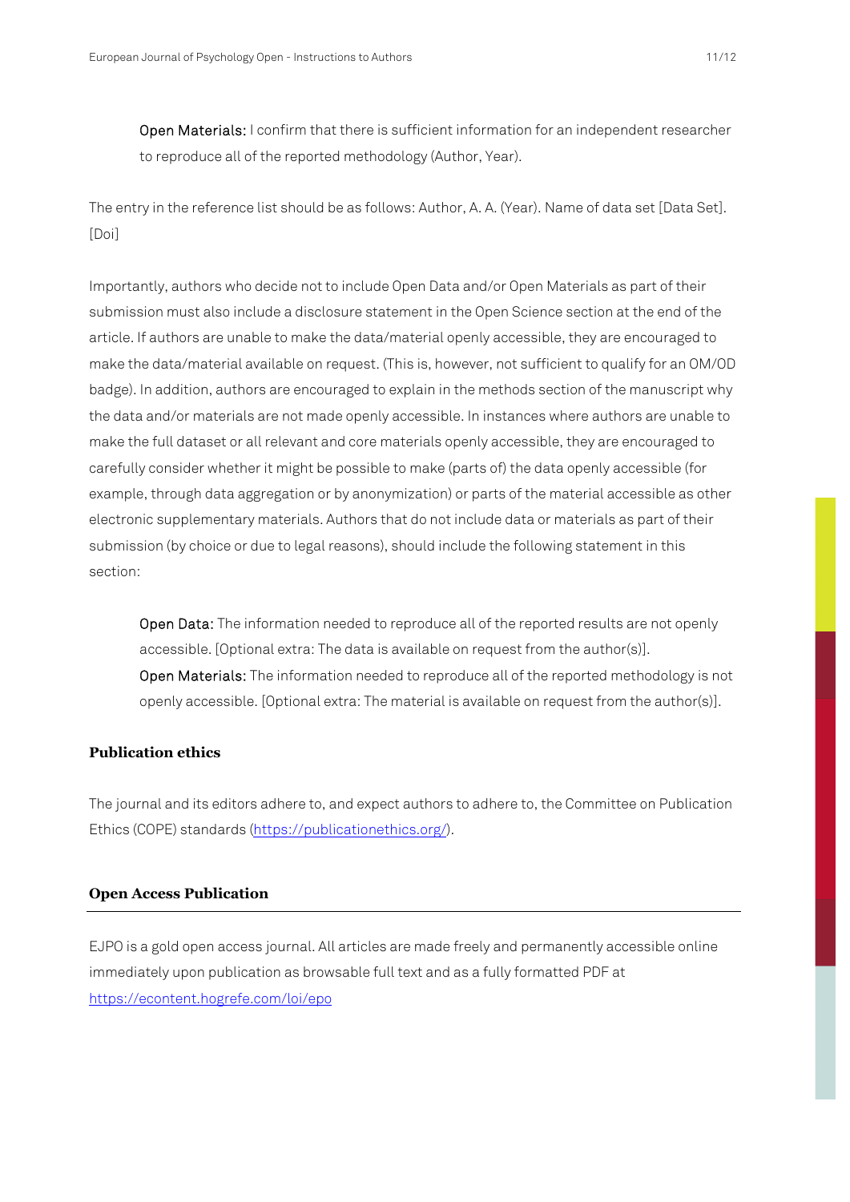> **Open Materials:** I confirm that there is sufficient information for an independent researcher to reproduce all of the reported methodology (Author, Year).

The entry in the reference list should be as follows: Author, A. A. (Year). Name of data set [Data Set]. [Doi]

Importantly, authors who decide not to include Open Data and/or Open Materials as part of their submission must also include a disclosure statement in the Open Science section at the end of the article. If authors are unable to make the data/material openly accessible, they are encouraged to make the data/material available on request. (This is, however, not sufficient to qualify for an OM/OD badge). In addition, authors are encouraged to explain in the methods section of the manuscript why the data and/or materials are not made openly accessible. In instances where authors are unable to make the full dataset or all relevant and core materials openly accessible, they are encouraged to carefully consider whether it might be possible to make (parts of) the data openly accessible (for example, through data aggregation or by anonymization) or parts of the material accessible as other electronic supplementary materials. Authors that do not include data or materials as part of their submission (by choice or due to legal reasons), should include the following statement in this section:

> **Open Data:** The information needed to reproduce all of the reported results are not openly accessible. [Optional extra: The data is available on request from the author(s)].
> **Open Materials:** The information needed to reproduce all of the reported methodology is not openly accessible. [Optional extra: The material is available on request from the author(s)].

### Publication ethics

The journal and its editors adhere to, and expect authors to adhere to, the Committee on Publication Ethics (COPE) standards (https://publicationethics.org/).

## Open Access Publication

EJPO is a gold open access journal. All articles are made freely and permanently accessible online immediately upon publication as browsable full text and as a fully formatted PDF at https://econtent.hogrefe.com/loi/epo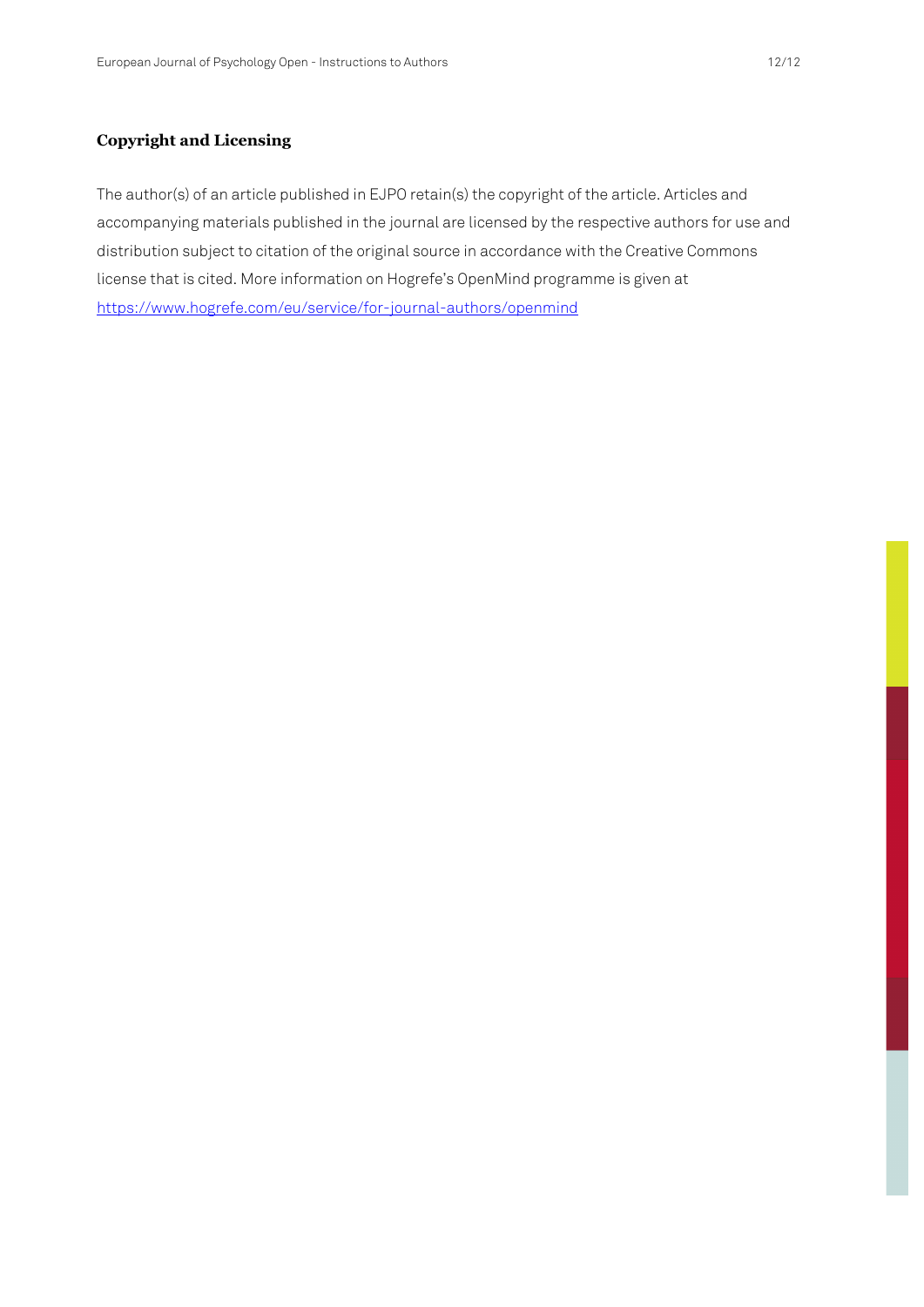### Copyright and Licensing

The author(s) of an article published in EJPO retain(s) the copyright of the article. Articles and accompanying materials published in the journal are licensed by the respective authors for use and distribution subject to citation of the original source in accordance with the Creative Commons license that is cited. More information on Hogrefe's OpenMind programme is given at https://www.hogrefe.com/eu/service/for-journal-authors/openmind